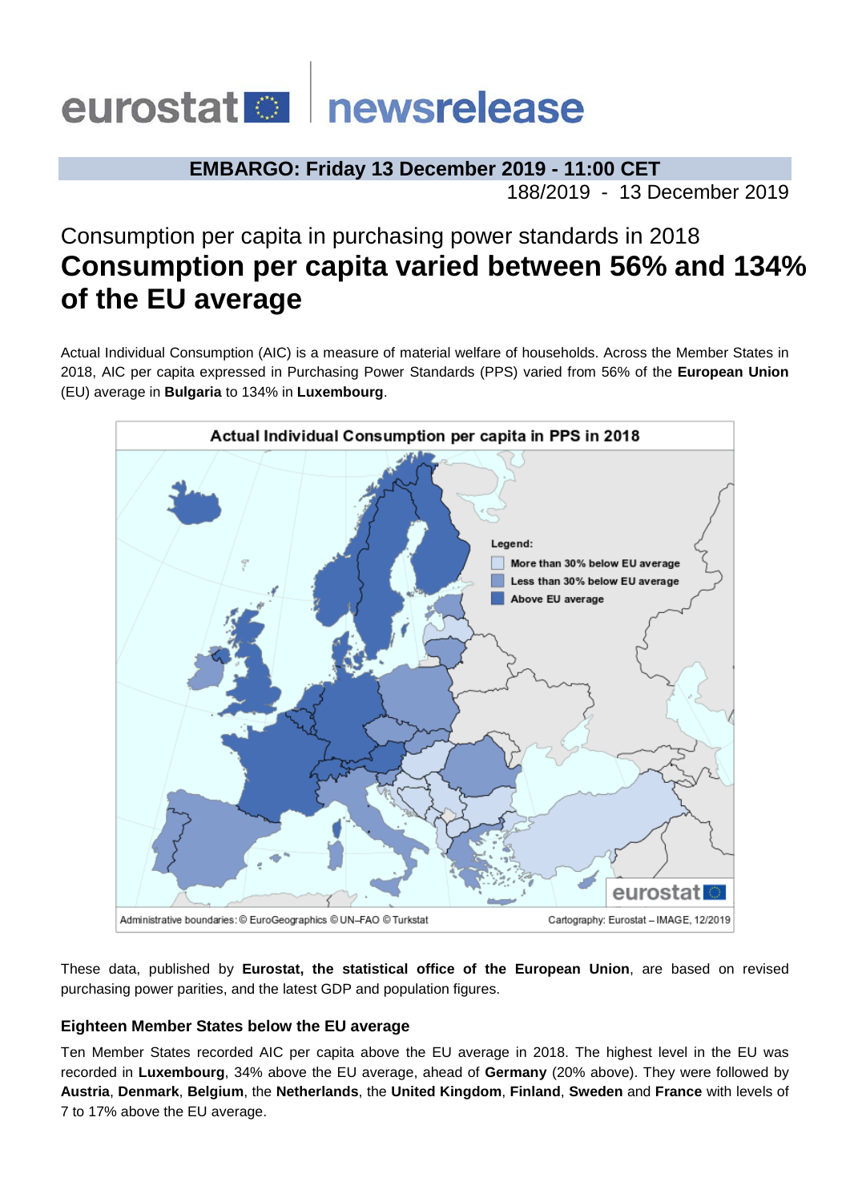# eurostat newsrelease

**EMBARGO: Friday 13 December 2019 - 11:00 CET**

188/2019 - 13 December 2019

## Consumption per capita in purchasing power standards in 2018

# Consumption per capita varied between 56% and 134% of the EU average

Actual Individual Consumption (AIC) is a measure of material welfare of households. Across the Member States in 2018, AIC per capita expressed in Purchasing Power Standards (PPS) varied from 56% of the **European Union** (EU) average in **Bulgaria** to 134% in **Luxembourg**.

Actual Individual Consumption per capita in PPS in 2018

Legend:
- More than 30% below EU average
- Less than 30% below EU average
- Above EU average

Administrative boundaries: © EuroGeographics © UN–FAO © Turkstat

Cartography: Eurostat – IMAGE, 12/2019

These data, published by **Eurostat, the statistical office of the European Union**, are based on revised purchasing power parities, and the latest GDP and population figures.

### Eighteen Member States below the EU average

Ten Member States recorded AIC per capita above the EU average in 2018. The highest level in the EU was recorded in **Luxembourg**, 34% above the EU average, ahead of **Germany** (20% above). They were followed by **Austria**, **Denmark**, **Belgium**, the **Netherlands**, the **United Kingdom**, **Finland**, **Sweden** and **France** with levels of 7 to 17% above the EU average.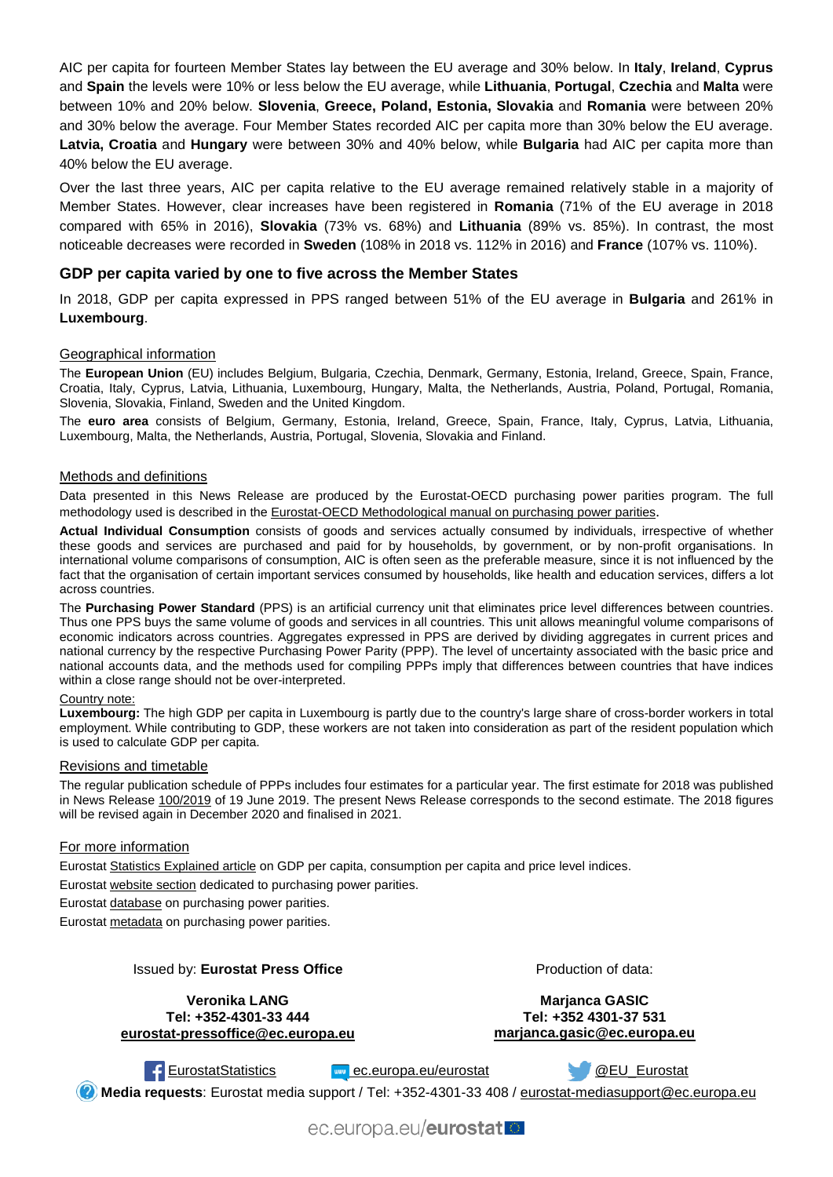AIC per capita for fourteen Member States lay between the EU average and 30% below. In **Italy**, **Ireland**, **Cyprus** and **Spain** the levels were 10% or less below the EU average, while **Lithuania**, **Portugal**, **Czechia** and **Malta** were between 10% and 20% below. **Slovenia**, **Greece, Poland, Estonia, Slovakia** and **Romania** were between 20% and 30% below the average. Four Member States recorded AIC per capita more than 30% below the EU average. **Latvia, Croatia** and **Hungary** were between 30% and 40% below, while **Bulgaria** had AIC per capita more than 40% below the EU average.

Over the last three years, AIC per capita relative to the EU average remained relatively stable in a majority of Member States. However, clear increases have been registered in **Romania** (71% of the EU average in 2018 compared with 65% in 2016), **Slovakia** (73% vs. 68%) and **Lithuania** (89% vs. 85%). In contrast, the most noticeable decreases were recorded in **Sweden** (108% in 2018 vs. 112% in 2016) and **France** (107% vs. 110%).

## GDP per capita varied by one to five across the Member States

In 2018, GDP per capita expressed in PPS ranged between 51% of the EU average in **Bulgaria** and 261% in **Luxembourg**.

### Geographical information

The **European Union** (EU) includes Belgium, Bulgaria, Czechia, Denmark, Germany, Estonia, Ireland, Greece, Spain, France, Croatia, Italy, Cyprus, Latvia, Lithuania, Luxembourg, Hungary, Malta, the Netherlands, Austria, Poland, Portugal, Romania, Slovenia, Slovakia, Finland, Sweden and the United Kingdom.

The **euro area** consists of Belgium, Germany, Estonia, Ireland, Greece, Spain, France, Italy, Cyprus, Latvia, Lithuania, Luxembourg, Malta, the Netherlands, Austria, Portugal, Slovenia, Slovakia and Finland.

### Methods and definitions

Data presented in this News Release are produced by the Eurostat-OECD purchasing power parities program. The full methodology used is described in the Eurostat-OECD Methodological manual on purchasing power parities.

**Actual Individual Consumption** consists of goods and services actually consumed by individuals, irrespective of whether these goods and services are purchased and paid for by households, by government, or by non-profit organisations. In international volume comparisons of consumption, AIC is often seen as the preferable measure, since it is not influenced by the fact that the organisation of certain important services consumed by households, like health and education services, differs a lot across countries.

The **Purchasing Power Standard** (PPS) is an artificial currency unit that eliminates price level differences between countries. Thus one PPS buys the same volume of goods and services in all countries. This unit allows meaningful volume comparisons of economic indicators across countries. Aggregates expressed in PPS are derived by dividing aggregates in current prices and national currency by the respective Purchasing Power Parity (PPP). The level of uncertainty associated with the basic price and national accounts data, and the methods used for compiling PPPs imply that differences between countries that have indices within a close range should not be over-interpreted.

Country note:

**Luxembourg:** The high GDP per capita in Luxembourg is partly due to the country's large share of cross-border workers in total employment. While contributing to GDP, these workers are not taken into consideration as part of the resident population which is used to calculate GDP per capita.

### Revisions and timetable

The regular publication schedule of PPPs includes four estimates for a particular year. The first estimate for 2018 was published in News Release 100/2019 of 19 June 2019. The present News Release corresponds to the second estimate. The 2018 figures will be revised again in December 2020 and finalised in 2021.

### For more information

Eurostat Statistics Explained article on GDP per capita, consumption per capita and price level indices.

Eurostat website section dedicated to purchasing power parities.

Eurostat database on purchasing power parities.

Eurostat metadata on purchasing power parities.

Issued by: **Eurostat Press Office**

**Veronika LANG**
**Tel: +352-4301-33 444**
**eurostat-pressoffice@ec.europa.eu**

Production of data:

**Marjanca GASIC**
**Tel: +352 4301-37 531**
**marjanca.gasic@ec.europa.eu**

EurostatStatistics | ec.europa.eu/eurostat | @EU_Eurostat

**Media requests**: Eurostat media support / Tel: +352-4301-33 408 / eurostat-mediasupport@ec.europa.eu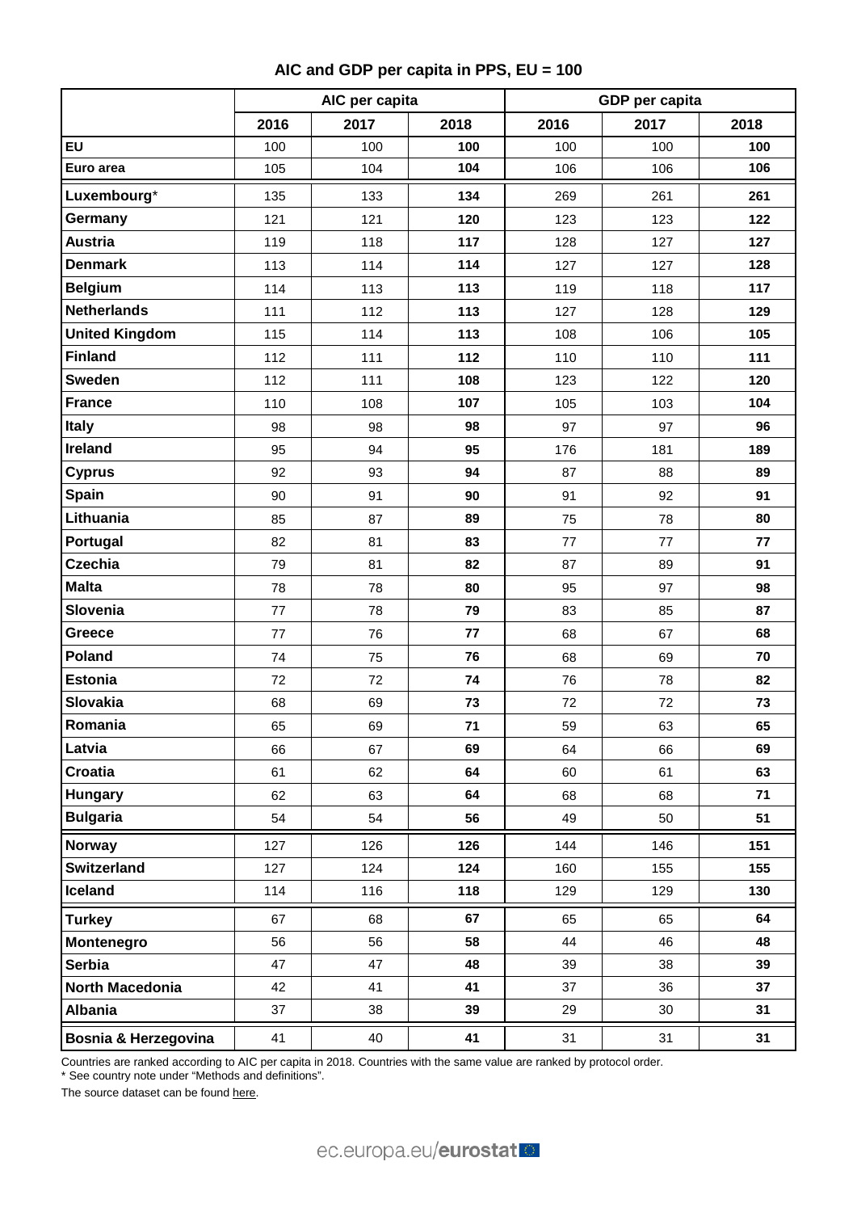**AIC and GDP per capita in PPS, EU = 100**

| | AIC per capita | | | GDP per capita | | |
|---|---|---|---|---|---|---|
| | 2016 | 2017 | 2018 | 2016 | 2017 | 2018 |
| EU | 100 | 100 | **100** | 100 | 100 | **100** |
| Euro area | 105 | 104 | **104** | 106 | 106 | **106** |
| **Luxembourg*** | 135 | 133 | **134** | 269 | 261 | **261** |
| **Germany** | 121 | 121 | **120** | 123 | 123 | **122** |
| **Austria** | 119 | 118 | **117** | 128 | 127 | **127** |
| **Denmark** | 113 | 114 | **114** | 127 | 127 | **128** |
| **Belgium** | 114 | 113 | **113** | 119 | 118 | **117** |
| **Netherlands** | 111 | 112 | **113** | 127 | 128 | **129** |
| **United Kingdom** | 115 | 114 | **113** | 108 | 106 | **105** |
| **Finland** | 112 | 111 | **112** | 110 | 110 | **111** |
| **Sweden** | 112 | 111 | **108** | 123 | 122 | **120** |
| **France** | 110 | 108 | **107** | 105 | 103 | **104** |
| **Italy** | 98 | 98 | **98** | 97 | 97 | **96** |
| **Ireland** | 95 | 94 | **95** | 176 | 181 | **189** |
| **Cyprus** | 92 | 93 | **94** | 87 | 88 | **89** |
| **Spain** | 90 | 91 | **90** | 91 | 92 | **91** |
| **Lithuania** | 85 | 87 | **89** | 75 | 78 | **80** |
| **Portugal** | 82 | 81 | **83** | 77 | 77 | **77** |
| **Czechia** | 79 | 81 | **82** | 87 | 89 | **91** |
| **Malta** | 78 | 78 | **80** | 95 | 97 | **98** |
| **Slovenia** | 77 | 78 | **79** | 83 | 85 | **87** |
| **Greece** | 77 | 76 | **77** | 68 | 67 | **68** |
| **Poland** | 74 | 75 | **76** | 68 | 69 | **70** |
| **Estonia** | 72 | 72 | **74** | 76 | 78 | **82** |
| **Slovakia** | 68 | 69 | **73** | 72 | 72 | **73** |
| **Romania** | 65 | 69 | **71** | 59 | 63 | **65** |
| **Latvia** | 66 | 67 | **69** | 64 | 66 | **69** |
| **Croatia** | 61 | 62 | **64** | 60 | 61 | **63** |
| **Hungary** | 62 | 63 | **64** | 68 | 68 | **71** |
| **Bulgaria** | 54 | 54 | **56** | 49 | 50 | **51** |
| **Norway** | 127 | 126 | **126** | 144 | 146 | **151** |
| **Switzerland** | 127 | 124 | **124** | 160 | 155 | **155** |
| **Iceland** | 114 | 116 | **118** | 129 | 129 | **130** |
| **Turkey** | 67 | 68 | **67** | 65 | 65 | **64** |
| **Montenegro** | 56 | 56 | **58** | 44 | 46 | **48** |
| **Serbia** | 47 | 47 | **48** | 39 | 38 | **39** |
| **North Macedonia** | 42 | 41 | **41** | 37 | 36 | **37** |
| **Albania** | 37 | 38 | **39** | 29 | 30 | **31** |
| **Bosnia & Herzegovina** | 41 | 40 | **41** | 31 | 31 | **31** |

Countries are ranked according to AIC per capita in 2018. Countries with the same value are ranked by protocol order.

* See country note under "Methods and definitions".

The source dataset can be found here.

ec.europa.eu/eurostat